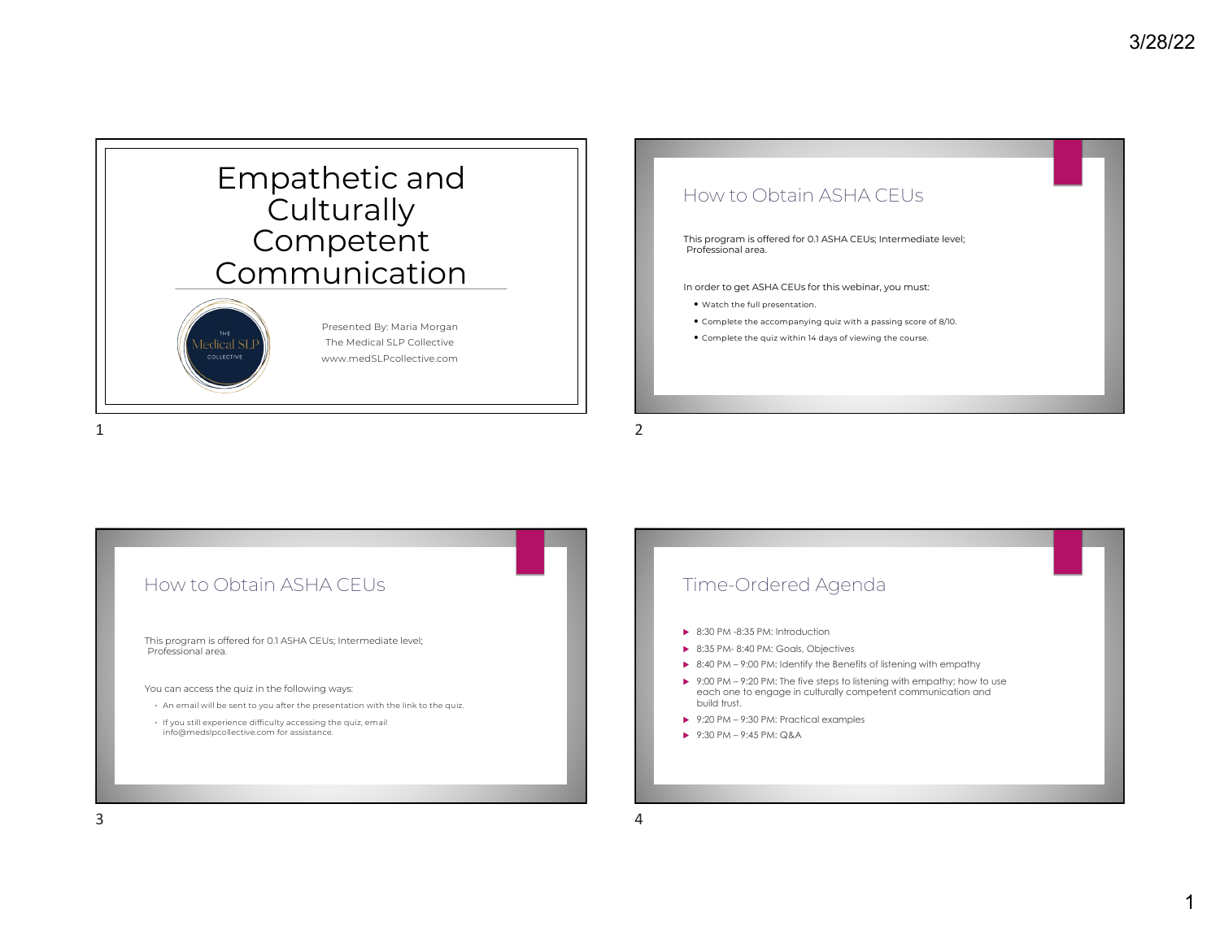# Empathetic and Culturally Competent Communication

The Medical SLP Collective

Presented By: Maria Morgan
The Medical SLP Collective
www.medSLPcollective.com

## How to Obtain ASHA CEUs

This program is offered for 0.1 ASHA CEUs; Intermediate level; Professional area.

In order to get ASHA CEUs for this webinar, you must:

- Watch the full presentation.
- Complete the accompanying quiz with a passing score of 8/10.
- Complete the quiz within 14 days of viewing the course.

## How to Obtain ASHA CEUs

This program is offered for 0.1 ASHA CEUs; Intermediate level; Professional area.

You can access the quiz in the following ways:

- An email will be sent to you after the presentation with the link to the quiz.
- If you still experience difficulty accessing the quiz, email info@medslpcollective.com for assistance.

## Time-Ordered Agenda

- 8:30 PM -8:35 PM: Introduction
- 8:35 PM- 8:40 PM: Goals, Objectives
- 8:40 PM – 9:00 PM: Identify the Benefits of listening with empathy
- 9:00 PM – 9:20 PM: The five steps to listening with empathy; how to use each one to engage in culturally competent communication and build trust.
- 9:20 PM – 9:30 PM: Practical examples
- 9:30 PM – 9:45 PM: Q&A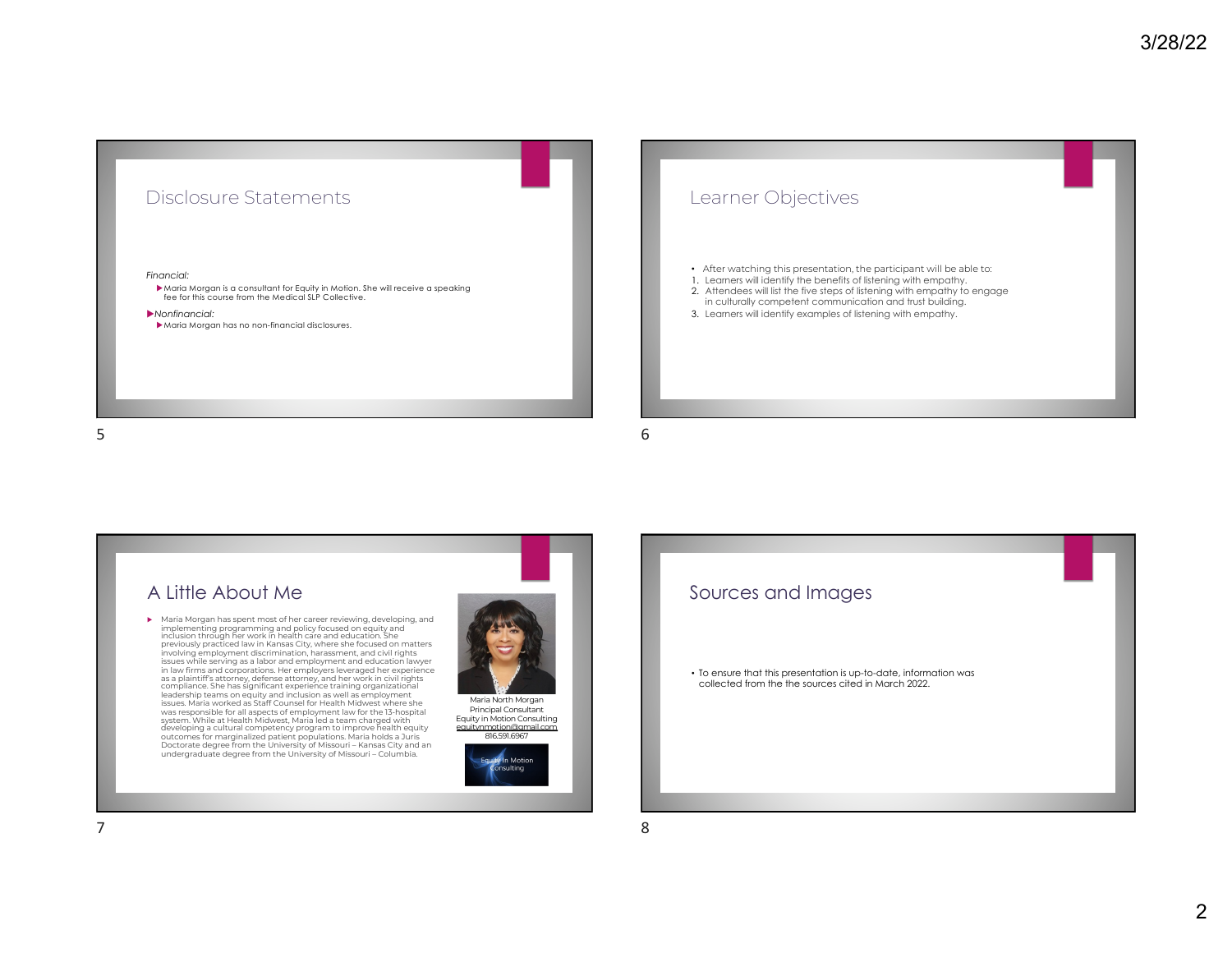## Disclosure Statements

*Financial:*

- Maria Morgan is a consultant for Equity in Motion. She will receive a speaking fee for this course from the Medical SLP Collective.

- *Nonfinancial:*
  - Maria Morgan has no non-financial disclosures.

## Learner Objectives

- After watching this presentation, the participant will be able to:

1. Learners will identify the benefits of listening with empathy.
2. Attendees will list the five steps of listening with empathy to engage in culturally competent communication and trust building.
3. Learners will identify examples of listening with empathy.

## A Little About Me

- Maria Morgan has spent most of her career reviewing, developing, and implementing programming and policy focused on equity and inclusion through her work in health care and education. She previously practiced law in Kansas City, where she focused on matters involving employment discrimination, harassment, and civil rights issues while serving as a labor and employment and education lawyer in law firms and corporations. Her employers leveraged her experience as a plaintiff's attorney, defense attorney, and her work in civil rights compliance. She has significant experience training organizational leadership teams on equity and inclusion as well as employment issues. Maria worked as Staff Counsel for Health Midwest where she was responsible for all aspects of employment law for the 13-hospital system. While at Health Midwest, Maria led a team charged with developing a cultural competency program to improve health equity outcomes for marginalized patient populations. Maria holds a Juris Doctorate degree from the University of Missouri – Kansas City and an undergraduate degree from the University of Missouri – Columbia.

Maria North Morgan
Principal Consultant
Equity in Motion Consulting
equitynmotion@gmail.com
816.591.6967

Equity In Motion Consulting

## Sources and Images

- To ensure that this presentation is up-to-date, information was collected from the the sources cited in March 2022.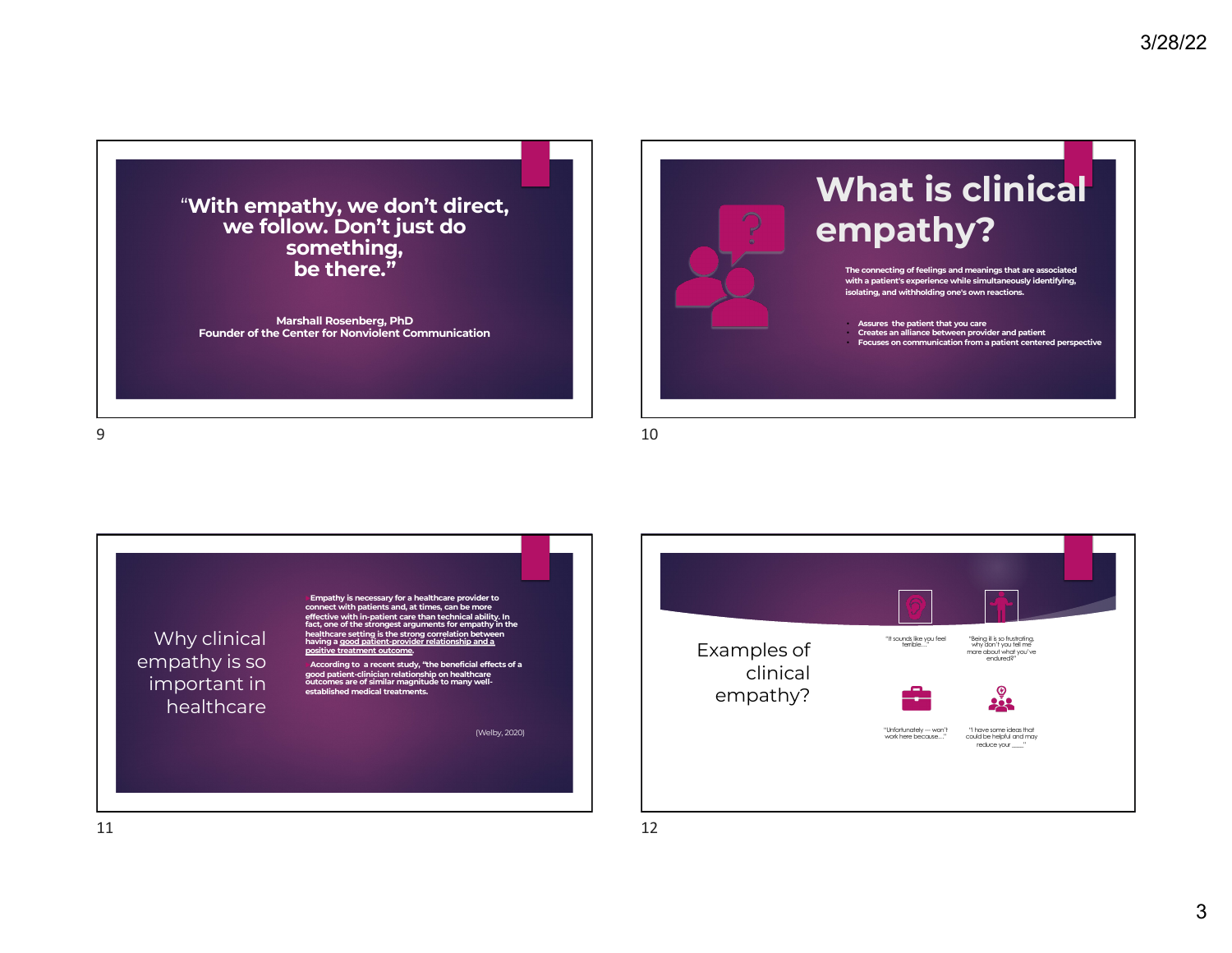"With empathy, we don't direct, we follow. Don't just do something, be there."

Marshall Rosenberg, PhD
Founder of the Center for Nonviolent Communication

# What is clinical empathy?

The connecting of feelings and meanings that are associated with a patient's experience while simultaneously identifying, isolating, and withholding one's own reactions.

- Assures the patient that you care
- Creates an alliance between provider and patient
- Focuses on communication from a patient centered perspective

## Why clinical empathy is so important in healthcare

- Empathy is necessary for a healthcare provider to connect with patients and, at times, can be more effective with in-patient care than technical ability. In fact, one of the strongest arguments for empathy in the healthcare setting is the strong correlation between having a good patient-provider relationship and a positive treatment outcome.
- According to a recent study, "the beneficial effects of a good patient-clinician relationship on healthcare outcomes are of similar magnitude to many well-established medical treatments.

(Welby, 2020)

## Examples of clinical empathy?

"It sounds like you feel terrible..."

"Being ill is so frustrating, why don't you tell me more about what you've endured?"

"Unfortunately — won't work here because..."

"I have some ideas that could be helpful and may reduce your ___"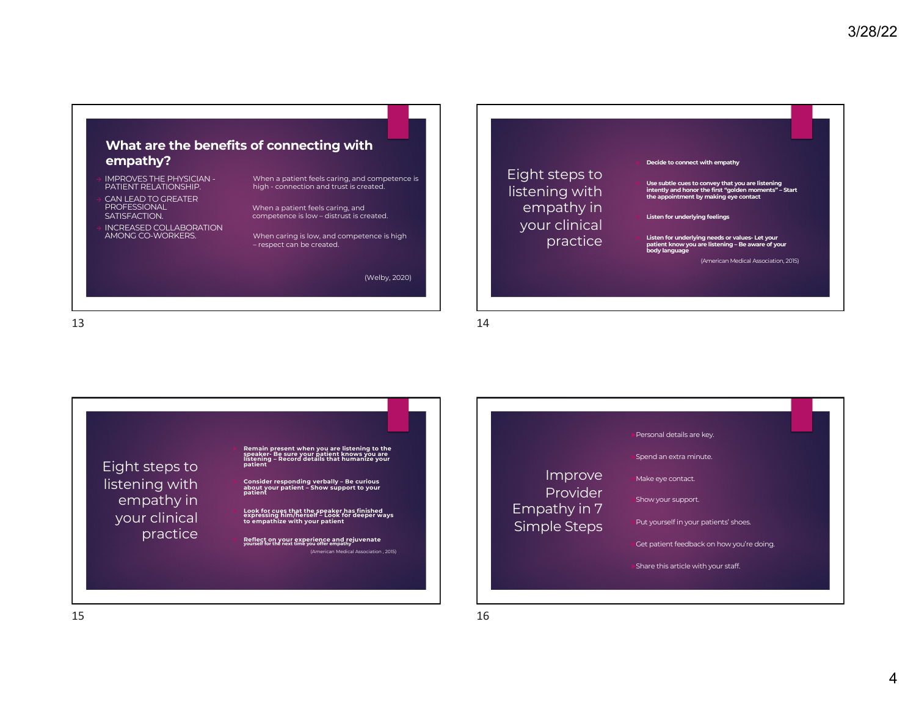## What are the benefits of connecting with empathy?

- IMPROVES THE PHYSICIAN - PATIENT RELATIONSHIP.
- CAN LEAD TO GREATER PROFESSIONAL SATISFACTION.
- INCREASED COLLABORATION AMONG CO-WORKERS.

When a patient feels caring, and competence is high - connection and trust is created.

When a patient feels caring, and competence is low – distrust is created.

When caring is low, and competence is high – respect can be created.

(Welby, 2020)

## Eight steps to listening with empathy in your clinical practice

- **Decide to connect with empathy**
- **Use subtle cues to convey that you are listening intently and honor the first "golden moments" – Start the appointment by making eye contact**
- **Listen for underlying feelings**
- **Listen for underlying needs or values- Let your patient know you are listening – Be aware of your body language**

(American Medical Association, 2015)

## Eight steps to listening with empathy in your clinical practice

- **Remain present when you are listening to the speaker- Be sure your patient knows you are listening – Record details that humanize your patient**
- **Consider responding verbally – Be curious about your patient – Show support to your patient**
- **Look for cues that the speaker has finished expressing him/herself – Look for deeper ways to empathize with your patient**
- **Reflect on your experience and rejuvenate yourself for the next time you offer empathy**

(American Medical Association , 2015)

## Improve Provider Empathy in 7 Simple Steps

- Personal details are key.
- Spend an extra minute.
- Make eye contact.
- Show your support.
- Put yourself in your patients' shoes.
- Get patient feedback on how you're doing.
- Share this article with your staff.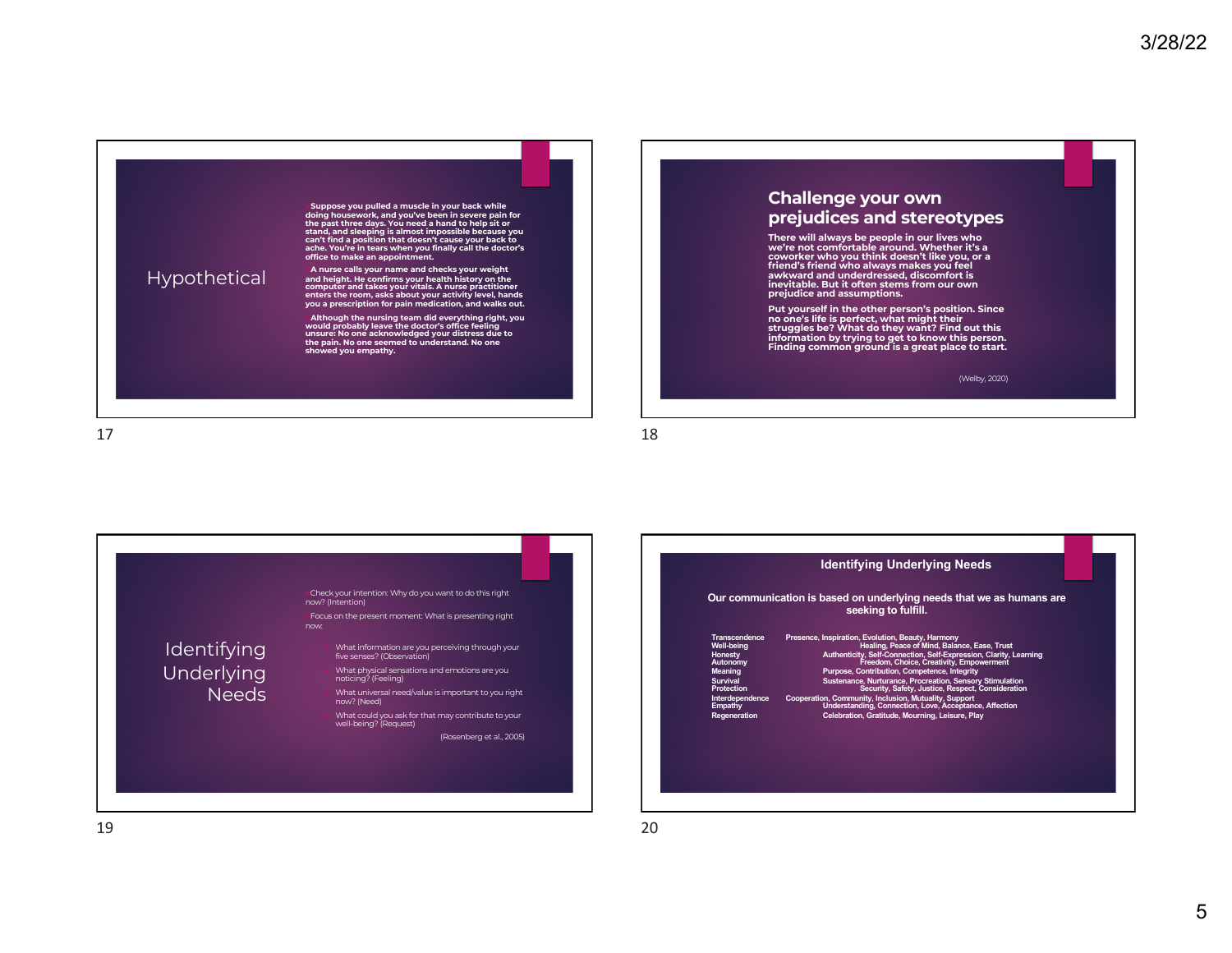## Hypothetical

- Suppose you pulled a muscle in your back while doing housework, and you've been in severe pain for the past three days. You need a hand to help sit or stand, and sleeping is almost impossible because you can't find a position that doesn't cause your back to ache. You're in tears when you finally call the doctor's office to make an appointment.
- A nurse calls your name and checks your weight and height. He confirms your health history on the computer and takes your vitals. A nurse practitioner enters the room, asks about your activity level, hands you a prescription for pain medication, and walks out.
- Although the nursing team did everything right, you would probably leave the doctor's office feeling unsure: No one acknowledged your distress due to the pain. No one seemed to understand. No one showed you empathy.

## Challenge your own prejudices and stereotypes

There will always be people in our lives who we're not comfortable around. Whether it's a coworker who you think doesn't like you, or a friend's friend who always makes you feel awkward and underdressed, discomfort is inevitable. But it often stems from our own prejudice and assumptions.

Put yourself in the other person's position. Since no one's life is perfect, what might their struggles be? What do they want? Find out this information by trying to get to know this person. Finding common ground is a great place to start.

(Welby, 2020)

## Identifying Underlying Needs

- Check your intention: Why do you want to do this right now? (Intention)
- Focus on the present moment: What is presenting right now:
  - What information are you perceiving through your five senses? (Observation)
  - What physical sensations and emotions are you noticing? (Feeling)
  - What universal need/value is important to you right now? (Need)
  - What could you ask for that may contribute to your well-being? (Request)

(Rosenberg et al., 2005)

## Identifying Underlying Needs

**Our communication is based on underlying needs that we as humans are seeking to fulfill.**

| | |
|---|---|
| **Transcendence** | Presence, Inspiration, Evolution, Beauty, Harmony |
| **Well-being** | Healing, Peace of Mind, Balance, Ease, Trust |
| **Honesty** | Authenticity, Self-Connection, Self-Expression, Clarity, Learning |
| **Autonomy** | Freedom, Choice, Creativity, Empowerment |
| **Meaning** | Purpose, Contribution, Competence, Integrity |
| **Survival** | Sustenance, Nurturance, Procreation, Sensory Stimulation |
| **Protection** | Security, Safety, Justice, Respect, Consideration |
| **Interdependence** | Cooperation, Community, Inclusion, Mutuality, Support |
| **Empathy** | Understanding, Connection, Love, Acceptance, Affection |
| **Regeneration** | Celebration, Gratitude, Mourning, Leisure, Play |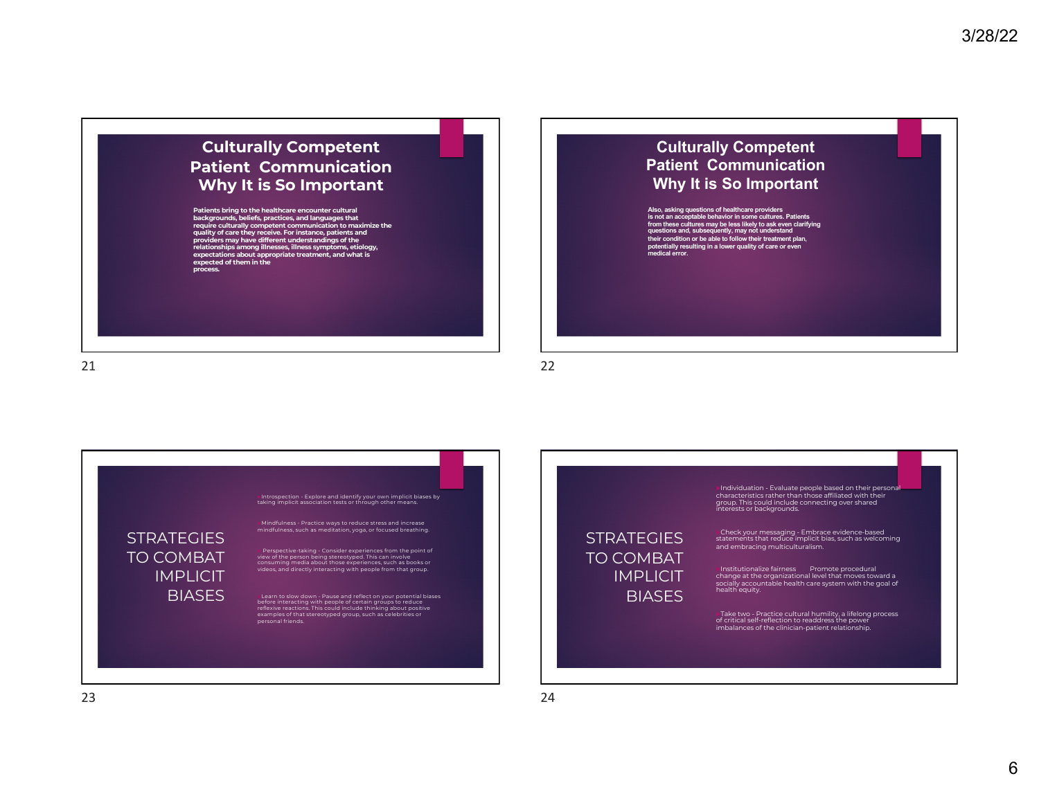## Culturally Competent Patient Communication Why It is So Important

Patients bring to the healthcare encounter cultural backgrounds, beliefs, practices, and languages that require culturally competent communication to maximize the quality of care they receive. For instance, patients and providers may have different understandings of the relationships among illnesses, illness symptoms, etiology, expectations about appropriate treatment, and what is expected of them in the process.

## Culturally Competent Patient Communication Why It is So Important

Also, asking questions of healthcare providers is not an acceptable behavior in some cultures. Patients from these cultures may be less likely to ask even clarifying questions and, subsequently, may not understand their condition or be able to follow their treatment plan, potentially resulting in a lower quality of care or even medical error.

## STRATEGIES TO COMBAT IMPLICIT BIASES

- Introspection - Explore and identify your own implicit biases by taking implicit association tests or through other means.
- Mindfulness - Practice ways to reduce stress and increase mindfulness, such as meditation, yoga, or focused breathing.
- Perspective-taking - Consider experiences from the point of view of the person being stereotyped. This can involve consuming media about those experiences, such as books or videos, and directly interacting with people from that group.
- Learn to slow down - Pause and reflect on your potential biases before interacting with people of certain groups to reduce reflexive reactions. This could include thinking about positive examples of that stereotyped group, such as celebrities or personal friends.

## STRATEGIES TO COMBAT IMPLICIT BIASES

- Individuation - Evaluate people based on their personal characteristics rather than those affiliated with their group. This could include connecting over shared interests or backgrounds.
- Check your messaging - Embrace evidence-based statements that reduce implicit bias, such as welcoming and embracing multiculturalism.
- Institutionalize fairness Promote procedural change at the organizational level that moves toward a socially accountable health care system with the goal of health equity.
- Take two - Practice cultural humility, a lifelong process of critical self-reflection to readdress the power imbalances of the clinician-patient relationship.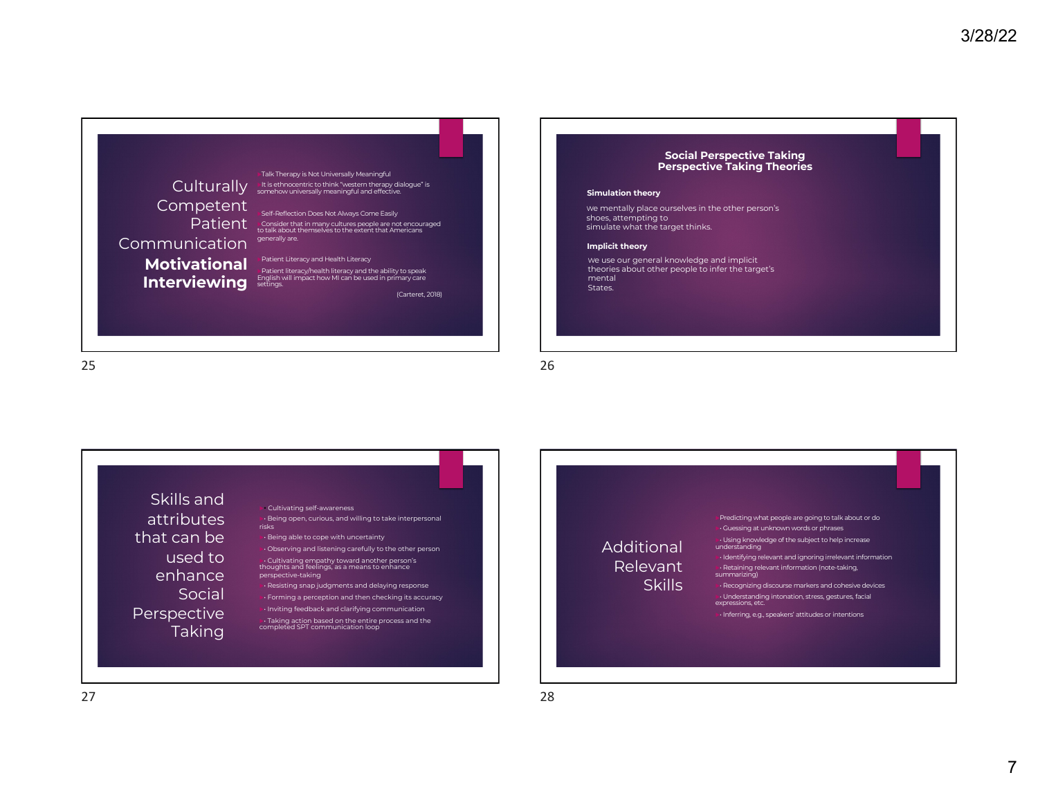## Culturally Competent Patient Communication **Motivational Interviewing**

- Talk Therapy is Not Universally Meaningful
- It is ethnocentric to think "western therapy dialogue" is somehow universally meaningful and effective.
- Self-Reflection Does Not Always Come Easily
- Consider that in many cultures people are not encouraged to talk about themselves to the extent that Americans generally are.
- Patient Literacy and Health Literacy
- Patient literacy/health literacy and the ability to speak English will impact how MI can be used in primary care settings.

(Carteret, 2018)

## Social Perspective Taking Perspective Taking Theories

**Simulation theory**

we mentally place ourselves in the other person's shoes, attempting to simulate what the target thinks.

**Implicit theory**

we use our general knowledge and implicit theories about other people to infer the target's mental States.

## Skills and attributes that can be used to enhance Social Perspective Taking

- • Cultivating self-awareness
- • Being open, curious, and willing to take interpersonal risks
- • Being able to cope with uncertainty
- • Observing and listening carefully to the other person
- • Cultivating empathy toward another person's thoughts and feelings, as a means to enhance perspective-taking
- • Resisting snap judgments and delaying response
- • Forming a perception and then checking its accuracy
- • Inviting feedback and clarifying communication
- • Taking action based on the entire process and the completed SPT communication loop

## Additional Relevant Skills

- Predicting what people are going to talk about or do
- • Guessing at unknown words or phrases
- • Using knowledge of the subject to help increase understanding
- • Identifying relevant and ignoring irrelevant information
- • Retaining relevant information (note-taking, summarizing)
- • Recognizing discourse markers and cohesive devices
- • Understanding intonation, stress, gestures, facial expressions, etc.
- • Inferring, e.g., speakers' attitudes or intentions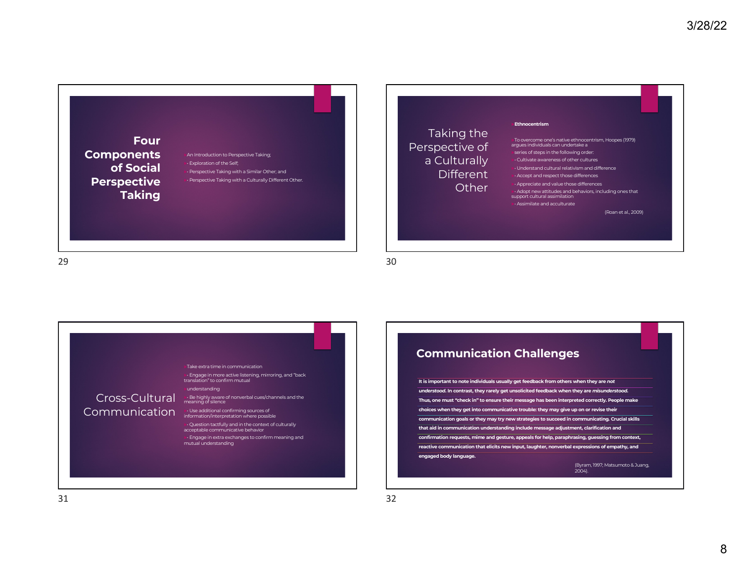## Four Components of Social Perspective Taking

- An Introduction to Perspective Taking;
- Exploration of the Self;
- Perspective Taking with a Similar Other; and
- Perspective Taking with a Culturally Different Other.

## Taking the Perspective of a Culturally Different Other

**Ethnocentrism**

To overcome one's native ethnocentrism, Hoopes (1979) argues individuals can undertake a series of steps in the following order:

- Cultivate awareness of other cultures
- Understand cultural relativism and difference
- Accept and respect those differences
- Appreciate and value those differences
- Adopt new attitudes and behaviors, including ones that support cultural assimilation
- Assimilate and acculturate

(Roan et al., 2009)

## Cross-Cultural Communication

Take extra time in communication

- Engage in more active listening, mirroring, and "back translation" to confirm mutual understanding
- Be highly aware of nonverbal cues/channels and the meaning of silence
- Use additional confirming sources of information/interpretation where possible
- Question tactfully and in the context of culturally acceptable communicative behavior
- Engage in extra exchanges to confirm meaning and mutual understanding

## Communication Challenges

**It is important to note individuals usually get feedback from others when they are *not understood*. In contrast, they rarely get unsolicited feedback when they are *misunderstood*. Thus, one must "check in" to ensure their message has been interpreted correctly. People make choices when they get into communicative trouble: they may give up on or revise their communication goals or they may try new strategies to succeed in communicating. Crucial skills that aid in communication understanding include message adjustment, clarification and confirmation requests, mime and gesture, appeals for help, paraphrasing, guessing from context, reactive communication that elicits new input, laughter, nonverbal expressions of empathy, and engaged body language.**

(Byram, 1997; Matsumoto & Juang, 2004).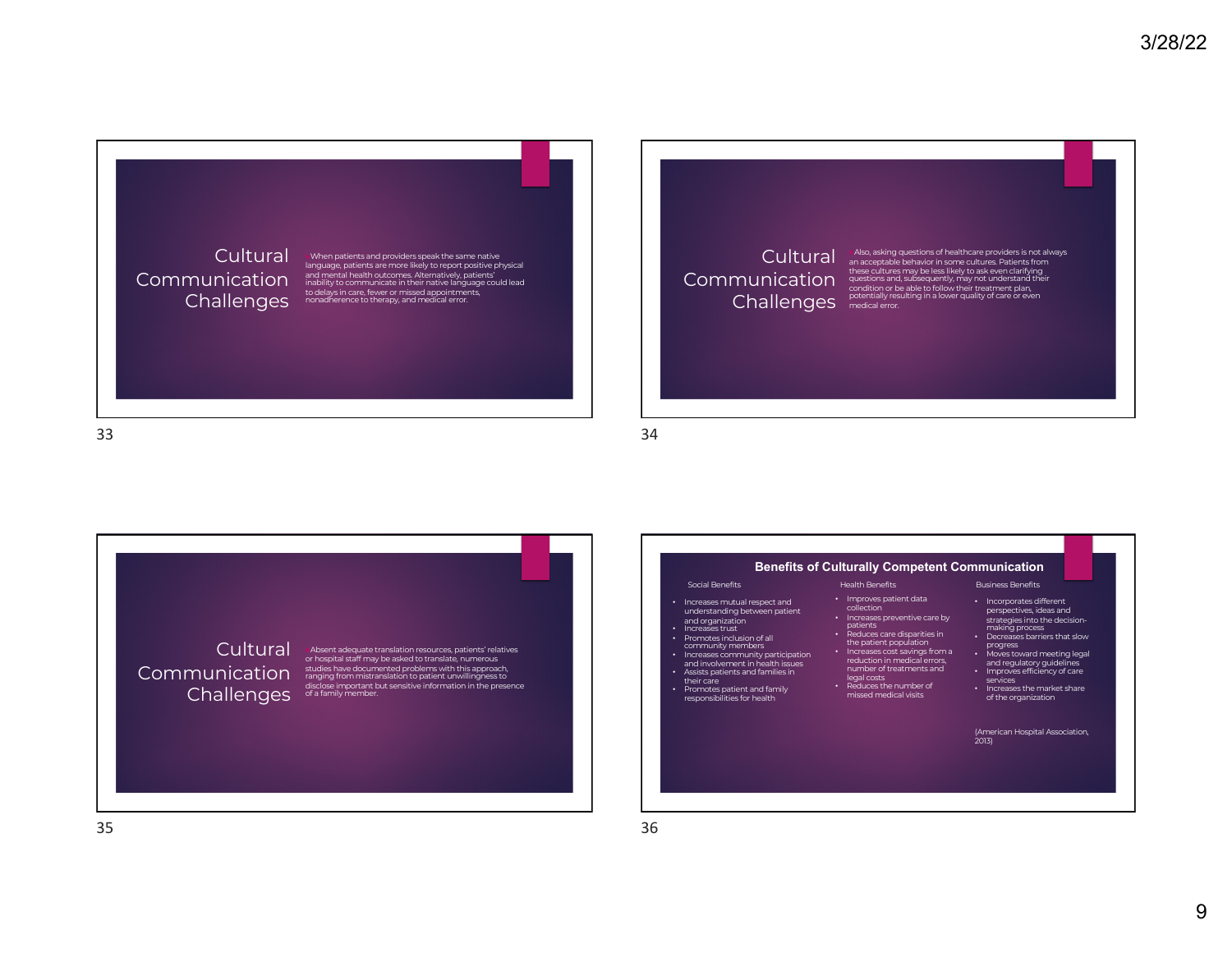## Cultural Communication Challenges

When patients and providers speak the same native language, patients are more likely to report positive physical and mental health outcomes. Alternatively, patients' inability to communicate in their native language could lead to delays in care, fewer or missed appointments, nonadherence to therapy, and medical error.

## Cultural Communication Challenges

Also, asking questions of healthcare providers is not always an acceptable behavior in some cultures. Patients from these cultures may be less likely to ask even clarifying questions and, subsequently, may not understand their condition or be able to follow their treatment plan, potentially resulting in a lower quality of care or even medical error.

## Cultural Communication Challenges

Absent adequate translation resources, patients' relatives or hospital staff may be asked to translate, numerous studies have documented problems with this approach, ranging from mistranslation to patient unwillingness to disclose important but sensitive information in the presence of a family member.

## Benefits of Culturally Competent Communication

**Social Benefits**

- Increases mutual respect and understanding between patient and organization
- Increases trust
- Promotes inclusion of all community members
- Increases community participation and involvement in health issues
- Assists patients and families in their care
- Promotes patient and family responsibilities for health

**Health Benefits**

- Improves patient data collection
- Increases preventive care by patients
- Reduces care disparities in the patient population
- Increases cost savings from a reduction in medical errors, number of treatments and legal costs
- Reduces the number of missed medical visits

**Business Benefits**

- Incorporates different perspectives, ideas and strategies into the decision-making process
- Decreases barriers that slow progress
- Moves toward meeting legal and regulatory guidelines
- Improves efficiency of care services
- Increases the market share of the organization

(American Hospital Association, 2013)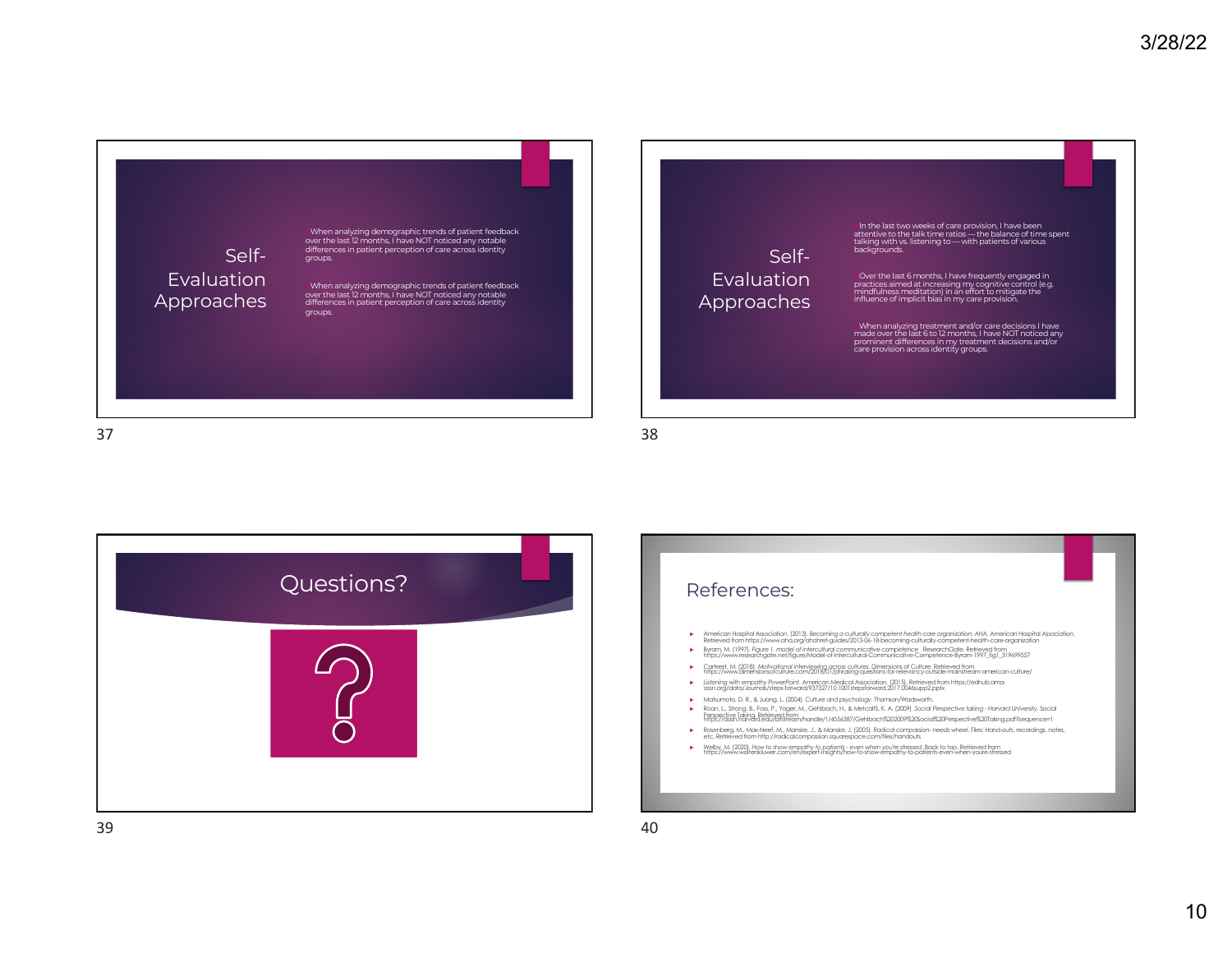## Self-Evaluation Approaches

- When analyzing demographic trends of patient feedback over the last 12 months, I have NOT noticed any notable differences in patient perception of care across identity groups.
- When analyzing demographic trends of patient feedback over the last 12 months, I have NOT noticed any notable differences in patient perception of care across identity groups.

## Self-Evaluation Approaches

- In the last two weeks of care provision, I have been attentive to the talk time ratios — the balance of time spent talking with vs. listening to — with patients of various backgrounds.
- Over the last 6 months, I have frequently engaged in practices aimed at increasing my cognitive control (e.g. mindfulness meditation) in an effort to mitigate the influence of implicit bias in my care provision.
- When analyzing treatment and/or care decisions I have made over the last 6 to 12 months, I have NOT noticed any prominent differences in my treatment decisions and/or care provision across identity groups.

## Questions?

## References:

- American Hospital Association. (2013). *Becoming a culturally competent health care organization: AHA*. American Hospital Association. Retrieved from https://www.aha.org/ahahret-guides/2013-06-18-becoming-culturally-competent-health-care-organization
- Byram, M. (1997). *Figure 1. model of intercultural communicative competence* . ResearchGate. Retrieved from https://www.researchgate.net/figure/Model-of-Intercultural-Communicative-Competence-Byram-1997_fig1_319699557
- Carteret, M. (2018). *Motivational interviewing across cultures*. Dimensions of Culture. Retrieved from https://www.dimensionsofculture.com/2018/01/phrasing-questions-for-relevancy-outside-mainstream-american-culture/
- Listening with empathy *PowerPoint*. American Medical Association. (2015). Retrieved from https://edhub.ama-assn.org/data/Journals/steps-forward/937327/10.1001stepsforward.2017.0046supp2.pptx
- Matsumoto, D. R., & Juang, L. (2004). *Culture and psychology*. Thomson/Wadsworth.
- Roan, L., Strong, B., Foss, P., Yager, M., Gehlbach, H., & Metcalf,S. K. A. (2009). *Social Perspective taking - Harvard University*. Social Perspective Taking. Retrieved from https://dash.harvard.edu/bitstream/handle/1/4556387/Gehlbach%202009%20Social%20Perspective%20Taking.pdf?sequence=1
- Rosenberg, M., Max-Neef, M., Manske, J., & Manske, J. (2005). *Radical compassion- needs wheel*. Files: Hand-outs, recordings, notes, etc. Retrieved from http://radicalcompassion.squarespace.com/files/handouts
- Welby, M. (2020). *How to show empathy to patients - even when you're stressed*. Back to top. Retrieved from https://www.wolterskluwer.com/en/expert-insights/how-to-show-empathy-to-patients-even-when-youre-stressed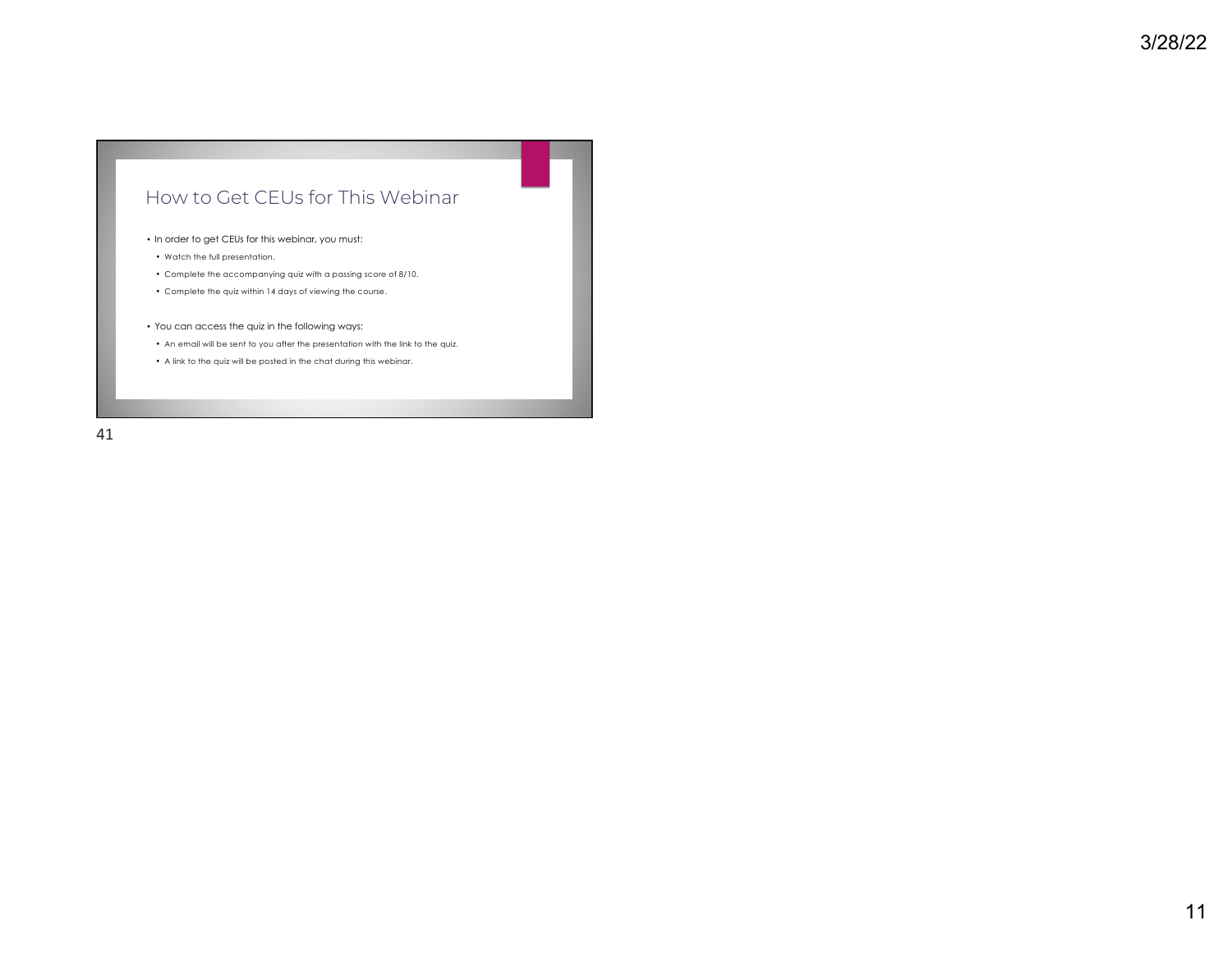## How to Get CEUs for This Webinar

- In order to get CEUs for this webinar, you must:
  - Watch the full presentation.
  - Complete the accompanying quiz with a passing score of 8/10.
  - Complete the quiz within 14 days of viewing the course.
- You can access the quiz in the following ways:
  - An email will be sent to you after the presentation with the link to the quiz.
  - A link to the quiz will be posted in the chat during this webinar.